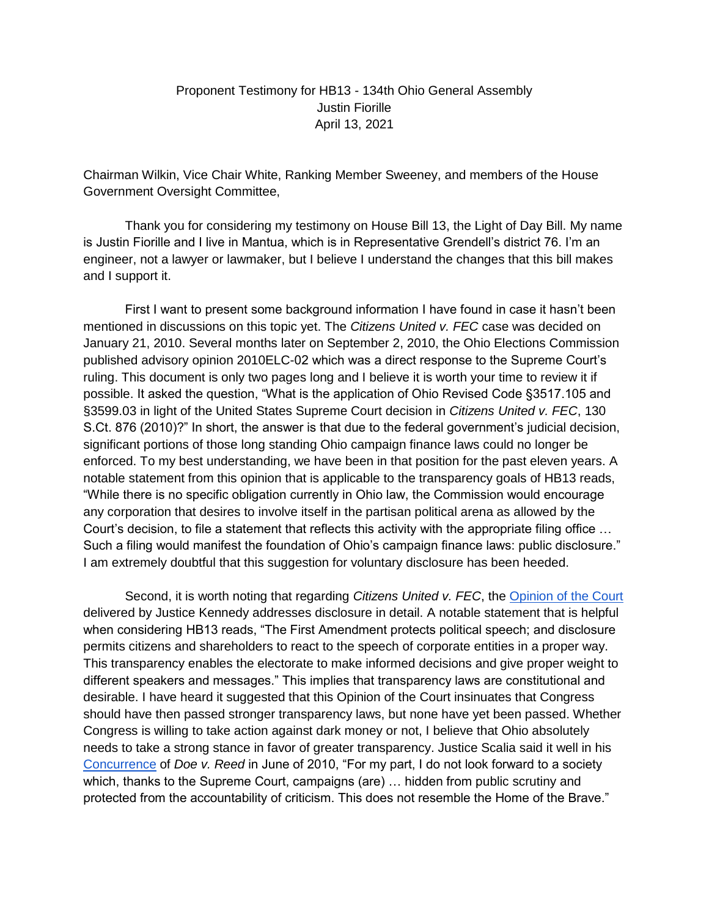Proponent Testimony for HB13 - 134th Ohio General Assembly
Justin Fiorille
April 13, 2021

Chairman Wilkin, Vice Chair White, Ranking Member Sweeney, and members of the House Government Oversight Committee,

Thank you for considering my testimony on House Bill 13, the Light of Day Bill. My name is Justin Fiorille and I live in Mantua, which is in Representative Grendell's district 76. I'm an engineer, not a lawyer or lawmaker, but I believe I understand the changes that this bill makes and I support it.

First I want to present some background information I have found in case it hasn't been mentioned in discussions on this topic yet. The *Citizens United v. FEC* case was decided on January 21, 2010. Several months later on September 2, 2010, the Ohio Elections Commission published advisory opinion 2010ELC-02 which was a direct response to the Supreme Court's ruling. This document is only two pages long and I believe it is worth your time to review it if possible. It asked the question, "What is the application of Ohio Revised Code §3517.105 and §3599.03 in light of the United States Supreme Court decision in *Citizens United v. FEC*, 130 S.Ct. 876 (2010)?" In short, the answer is that due to the federal government's judicial decision, significant portions of those long standing Ohio campaign finance laws could no longer be enforced. To my best understanding, we have been in that position for the past eleven years. A notable statement from this opinion that is applicable to the transparency goals of HB13 reads, "While there is no specific obligation currently in Ohio law, the Commission would encourage any corporation that desires to involve itself in the partisan political arena as allowed by the Court's decision, to file a statement that reflects this activity with the appropriate filing office … Such a filing would manifest the foundation of Ohio's campaign finance laws: public disclosure." I am extremely doubtful that this suggestion for voluntary disclosure has been heeded.

Second, it is worth noting that regarding *Citizens United v. FEC*, the Opinion of the Court delivered by Justice Kennedy addresses disclosure in detail. A notable statement that is helpful when considering HB13 reads, "The First Amendment protects political speech; and disclosure permits citizens and shareholders to react to the speech of corporate entities in a proper way. This transparency enables the electorate to make informed decisions and give proper weight to different speakers and messages." This implies that transparency laws are constitutional and desirable. I have heard it suggested that this Opinion of the Court insinuates that Congress should have then passed stronger transparency laws, but none have yet been passed. Whether Congress is willing to take action against dark money or not, I believe that Ohio absolutely needs to take a strong stance in favor of greater transparency. Justice Scalia said it well in his Concurrence of *Doe v. Reed* in June of 2010, "For my part, I do not look forward to a society which, thanks to the Supreme Court, campaigns (are) … hidden from public scrutiny and protected from the accountability of criticism. This does not resemble the Home of the Brave."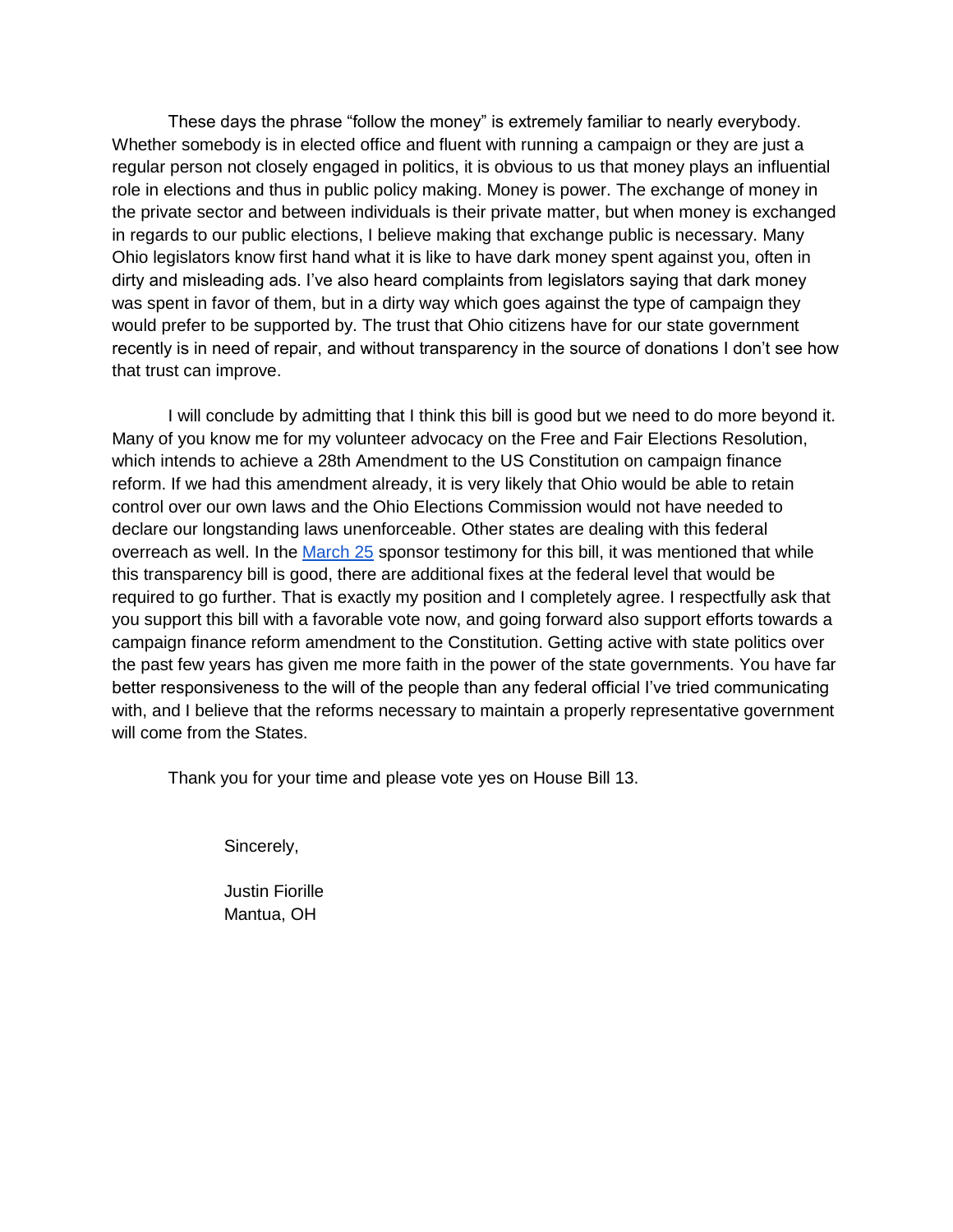These days the phrase "follow the money" is extremely familiar to nearly everybody. Whether somebody is in elected office and fluent with running a campaign or they are just a regular person not closely engaged in politics, it is obvious to us that money plays an influential role in elections and thus in public policy making. Money is power. The exchange of money in the private sector and between individuals is their private matter, but when money is exchanged in regards to our public elections, I believe making that exchange public is necessary. Many Ohio legislators know first hand what it is like to have dark money spent against you, often in dirty and misleading ads. I've also heard complaints from legislators saying that dark money was spent in favor of them, but in a dirty way which goes against the type of campaign they would prefer to be supported by. The trust that Ohio citizens have for our state government recently is in need of repair, and without transparency in the source of donations I don't see how that trust can improve.

I will conclude by admitting that I think this bill is good but we need to do more beyond it. Many of you know me for my volunteer advocacy on the Free and Fair Elections Resolution, which intends to achieve a 28th Amendment to the US Constitution on campaign finance reform. If we had this amendment already, it is very likely that Ohio would be able to retain control over our own laws and the Ohio Elections Commission would not have needed to declare our longstanding laws unenforceable. Other states are dealing with this federal overreach as well. In the March 25 sponsor testimony for this bill, it was mentioned that while this transparency bill is good, there are additional fixes at the federal level that would be required to go further. That is exactly my position and I completely agree. I respectfully ask that you support this bill with a favorable vote now, and going forward also support efforts towards a campaign finance reform amendment to the Constitution. Getting active with state politics over the past few years has given me more faith in the power of the state governments. You have far better responsiveness to the will of the people than any federal official I've tried communicating with, and I believe that the reforms necessary to maintain a properly representative government will come from the States.

Thank you for your time and please vote yes on House Bill 13.

Sincerely,

Justin Fiorille
Mantua, OH